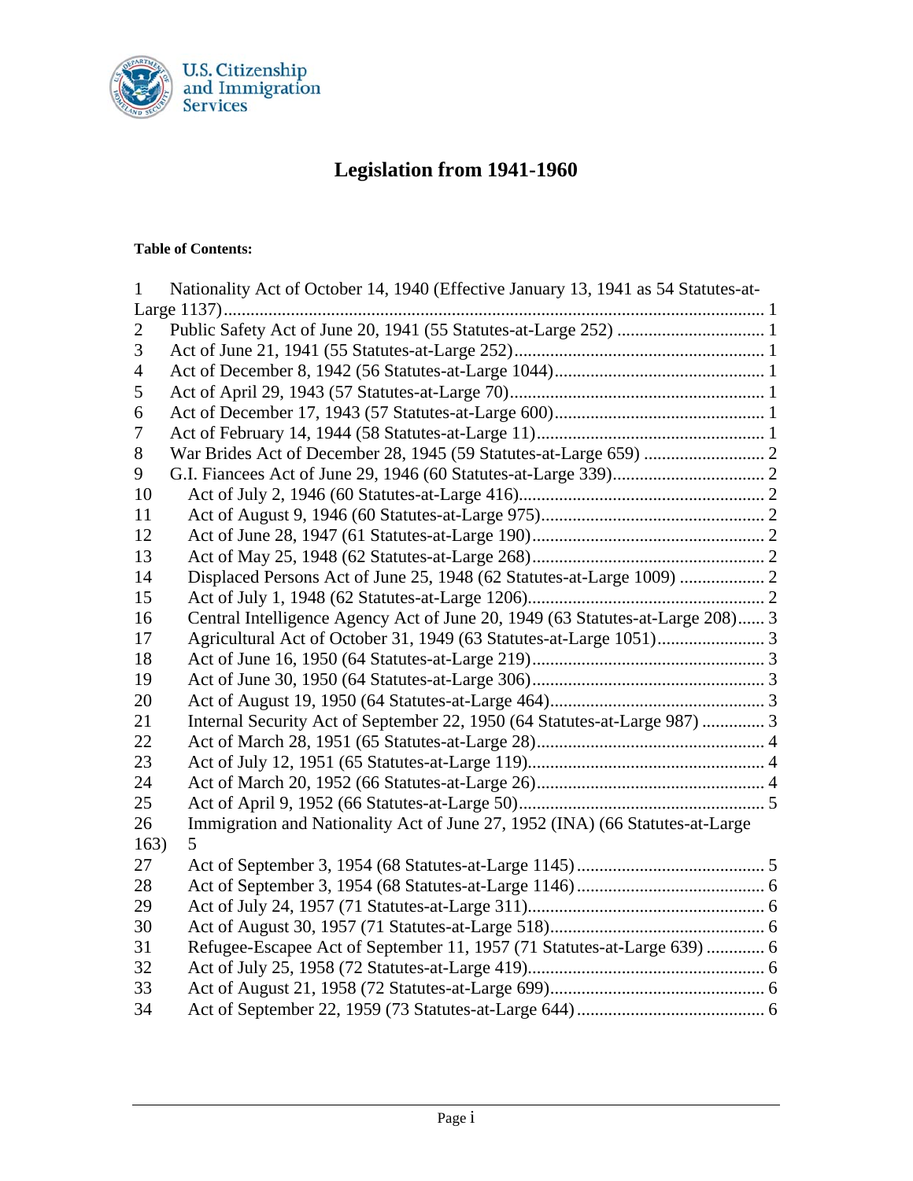# Legislation from 1941-1960

**Table of Contents:**

1 Nationality Act of October 14, 1940 (Effective January 13, 1941 as 54 Statutes-at-Large 1137) ........ 1
2 Public Safety Act of June 20, 1941 (55 Statutes-at-Large 252) ........ 1
3 Act of June 21, 1941 (55 Statutes-at-Large 252) ........ 1
4 Act of December 8, 1942 (56 Statutes-at-Large 1044) ........ 1
5 Act of April 29, 1943 (57 Statutes-at-Large 70) ........ 1
6 Act of December 17, 1943 (57 Statutes-at-Large 600) ........ 1
7 Act of February 14, 1944 (58 Statutes-at-Large 11) ........ 1
8 War Brides Act of December 28, 1945 (59 Statutes-at-Large 659) ........ 2
9 G.I. Fiancees Act of June 29, 1946 (60 Statutes-at-Large 339) ........ 2
10 Act of July 2, 1946 (60 Statutes-at-Large 416) ........ 2
11 Act of August 9, 1946 (60 Statutes-at-Large 975) ........ 2
12 Act of June 28, 1947 (61 Statutes-at-Large 190) ........ 2
13 Act of May 25, 1948 (62 Statutes-at-Large 268) ........ 2
14 Displaced Persons Act of June 25, 1948 (62 Statutes-at-Large 1009) ........ 2
15 Act of July 1, 1948 (62 Statutes-at-Large 1206) ........ 2
16 Central Intelligence Agency Act of June 20, 1949 (63 Statutes-at-Large 208) ........ 3
17 Agricultural Act of October 31, 1949 (63 Statutes-at-Large 1051) ........ 3
18 Act of June 16, 1950 (64 Statutes-at-Large 219) ........ 3
19 Act of June 30, 1950 (64 Statutes-at-Large 306) ........ 3
20 Act of August 19, 1950 (64 Statutes-at-Large 464) ........ 3
21 Internal Security Act of September 22, 1950 (64 Statutes-at-Large 987) ........ 3
22 Act of March 28, 1951 (65 Statutes-at-Large 28) ........ 4
23 Act of July 12, 1951 (65 Statutes-at-Large 119) ........ 4
24 Act of March 20, 1952 (66 Statutes-at-Large 26) ........ 4
25 Act of April 9, 1952 (66 Statutes-at-Large 50) ........ 5
26 Immigration and Nationality Act of June 27, 1952 (INA) (66 Statutes-at-Large 163) 5
27 Act of September 3, 1954 (68 Statutes-at-Large 1145) ........ 5
28 Act of September 3, 1954 (68 Statutes-at-Large 1146) ........ 6
29 Act of July 24, 1957 (71 Statutes-at-Large 311) ........ 6
30 Act of August 30, 1957 (71 Statutes-at-Large 518) ........ 6
31 Refugee-Escapee Act of September 11, 1957 (71 Statutes-at-Large 639) ........ 6
32 Act of July 25, 1958 (72 Statutes-at-Large 419) ........ 6
33 Act of August 21, 1958 (72 Statutes-at-Large 699) ........ 6
34 Act of September 22, 1959 (73 Statutes-at-Large 644) ........ 6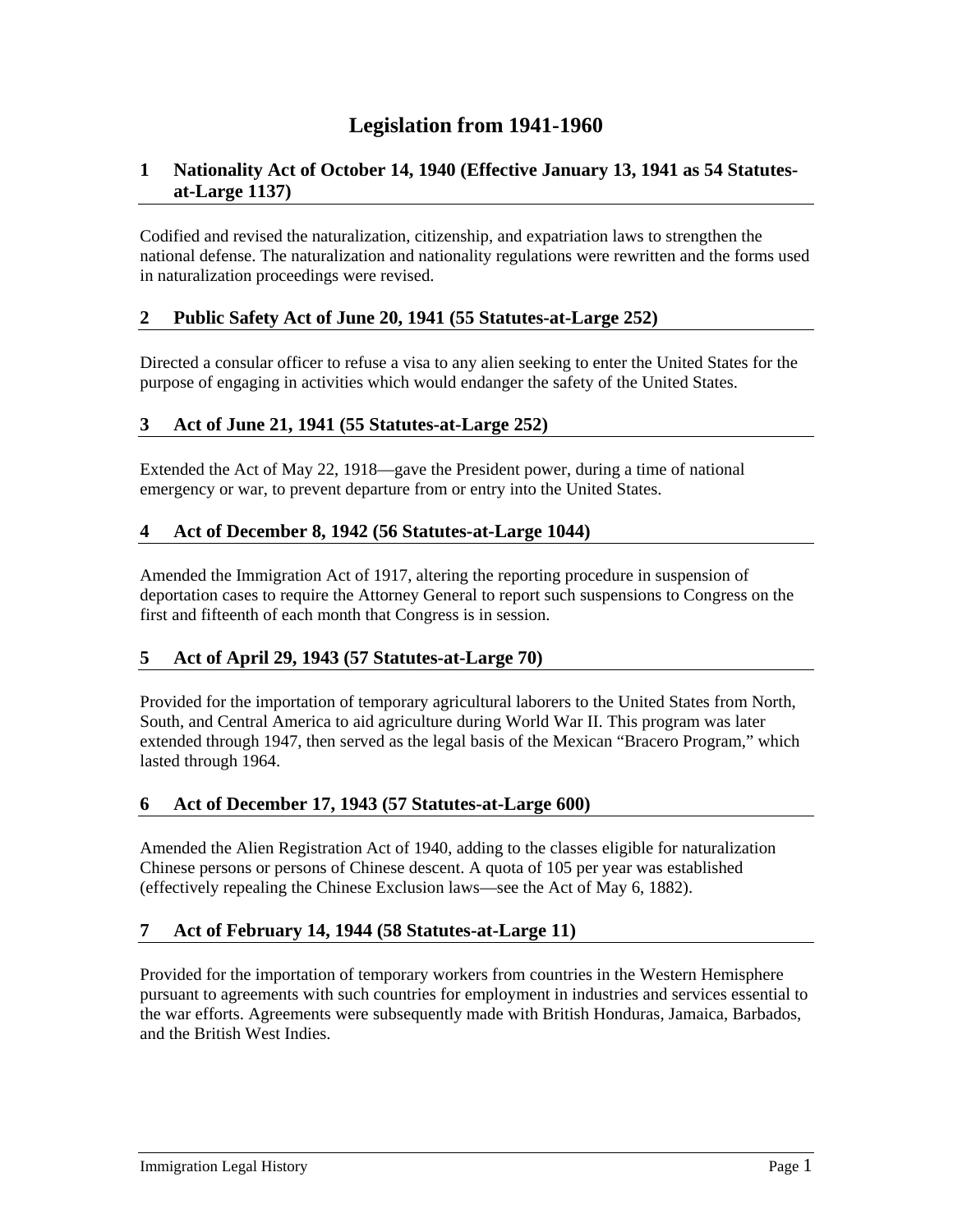# Legislation from 1941-1960

## 1 Nationality Act of October 14, 1940 (Effective January 13, 1941 as 54 Statutes-at-Large 1137)

Codified and revised the naturalization, citizenship, and expatriation laws to strengthen the national defense. The naturalization and nationality regulations were rewritten and the forms used in naturalization proceedings were revised.

## 2 Public Safety Act of June 20, 1941 (55 Statutes-at-Large 252)

Directed a consular officer to refuse a visa to any alien seeking to enter the United States for the purpose of engaging in activities which would endanger the safety of the United States.

## 3 Act of June 21, 1941 (55 Statutes-at-Large 252)

Extended the Act of May 22, 1918—gave the President power, during a time of national emergency or war, to prevent departure from or entry into the United States.

## 4 Act of December 8, 1942 (56 Statutes-at-Large 1044)

Amended the Immigration Act of 1917, altering the reporting procedure in suspension of deportation cases to require the Attorney General to report such suspensions to Congress on the first and fifteenth of each month that Congress is in session.

## 5 Act of April 29, 1943 (57 Statutes-at-Large 70)

Provided for the importation of temporary agricultural laborers to the United States from North, South, and Central America to aid agriculture during World War II. This program was later extended through 1947, then served as the legal basis of the Mexican "Bracero Program," which lasted through 1964.

## 6 Act of December 17, 1943 (57 Statutes-at-Large 600)

Amended the Alien Registration Act of 1940, adding to the classes eligible for naturalization Chinese persons or persons of Chinese descent. A quota of 105 per year was established (effectively repealing the Chinese Exclusion laws—see the Act of May 6, 1882).

## 7 Act of February 14, 1944 (58 Statutes-at-Large 11)

Provided for the importation of temporary workers from countries in the Western Hemisphere pursuant to agreements with such countries for employment in industries and services essential to the war efforts. Agreements were subsequently made with British Honduras, Jamaica, Barbados, and the British West Indies.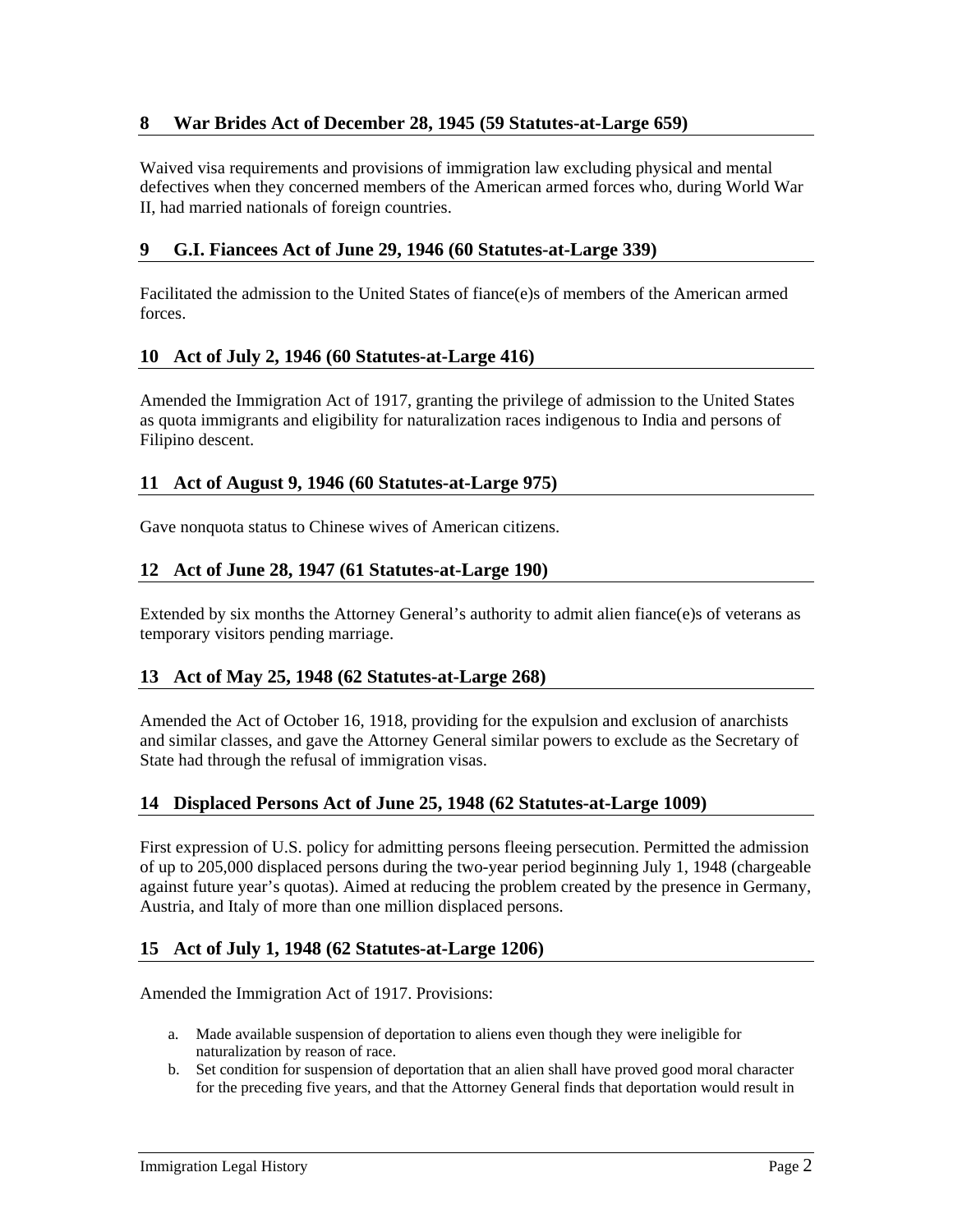## 8 War Brides Act of December 28, 1945 (59 Statutes-at-Large 659)

Waived visa requirements and provisions of immigration law excluding physical and mental defectives when they concerned members of the American armed forces who, during World War II, had married nationals of foreign countries.

## 9 G.I. Fiancees Act of June 29, 1946 (60 Statutes-at-Large 339)

Facilitated the admission to the United States of fiance(e)s of members of the American armed forces.

## 10 Act of July 2, 1946 (60 Statutes-at-Large 416)

Amended the Immigration Act of 1917, granting the privilege of admission to the United States as quota immigrants and eligibility for naturalization races indigenous to India and persons of Filipino descent.

## 11 Act of August 9, 1946 (60 Statutes-at-Large 975)

Gave nonquota status to Chinese wives of American citizens.

## 12 Act of June 28, 1947 (61 Statutes-at-Large 190)

Extended by six months the Attorney General's authority to admit alien fiance(e)s of veterans as temporary visitors pending marriage.

## 13 Act of May 25, 1948 (62 Statutes-at-Large 268)

Amended the Act of October 16, 1918, providing for the expulsion and exclusion of anarchists and similar classes, and gave the Attorney General similar powers to exclude as the Secretary of State had through the refusal of immigration visas.

## 14 Displaced Persons Act of June 25, 1948 (62 Statutes-at-Large 1009)

First expression of U.S. policy for admitting persons fleeing persecution. Permitted the admission of up to 205,000 displaced persons during the two-year period beginning July 1, 1948 (chargeable against future year's quotas). Aimed at reducing the problem created by the presence in Germany, Austria, and Italy of more than one million displaced persons.

## 15 Act of July 1, 1948 (62 Statutes-at-Large 1206)

Amended the Immigration Act of 1917. Provisions:

a. Made available suspension of deportation to aliens even though they were ineligible for naturalization by reason of race.
b. Set condition for suspension of deportation that an alien shall have proved good moral character for the preceding five years, and that the Attorney General finds that deportation would result in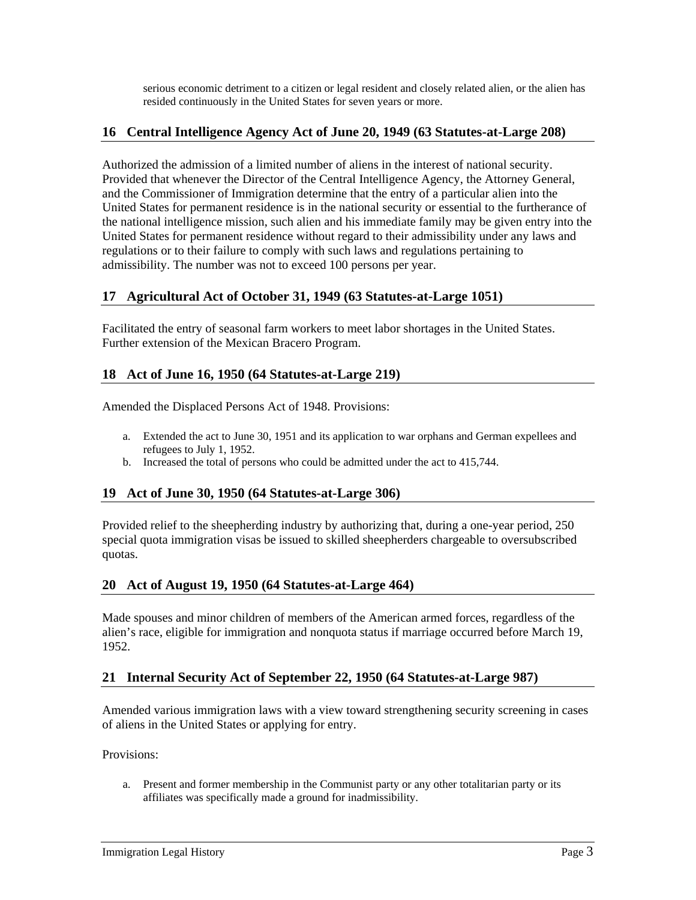serious economic detriment to a citizen or legal resident and closely related alien, or the alien has resided continuously in the United States for seven years or more.

## 16 Central Intelligence Agency Act of June 20, 1949 (63 Statutes-at-Large 208)

Authorized the admission of a limited number of aliens in the interest of national security. Provided that whenever the Director of the Central Intelligence Agency, the Attorney General, and the Commissioner of Immigration determine that the entry of a particular alien into the United States for permanent residence is in the national security or essential to the furtherance of the national intelligence mission, such alien and his immediate family may be given entry into the United States for permanent residence without regard to their admissibility under any laws and regulations or to their failure to comply with such laws and regulations pertaining to admissibility. The number was not to exceed 100 persons per year.

## 17 Agricultural Act of October 31, 1949 (63 Statutes-at-Large 1051)

Facilitated the entry of seasonal farm workers to meet labor shortages in the United States. Further extension of the Mexican Bracero Program.

## 18 Act of June 16, 1950 (64 Statutes-at-Large 219)

Amended the Displaced Persons Act of 1948. Provisions:

a. Extended the act to June 30, 1951 and its application to war orphans and German expellees and refugees to July 1, 1952.
b. Increased the total of persons who could be admitted under the act to 415,744.

## 19 Act of June 30, 1950 (64 Statutes-at-Large 306)

Provided relief to the sheepherding industry by authorizing that, during a one-year period, 250 special quota immigration visas be issued to skilled sheepherders chargeable to oversubscribed quotas.

## 20 Act of August 19, 1950 (64 Statutes-at-Large 464)

Made spouses and minor children of members of the American armed forces, regardless of the alien's race, eligible for immigration and nonquota status if marriage occurred before March 19, 1952.

## 21 Internal Security Act of September 22, 1950 (64 Statutes-at-Large 987)

Amended various immigration laws with a view toward strengthening security screening in cases of aliens in the United States or applying for entry.

Provisions:

a. Present and former membership in the Communist party or any other totalitarian party or its affiliates was specifically made a ground for inadmissibility.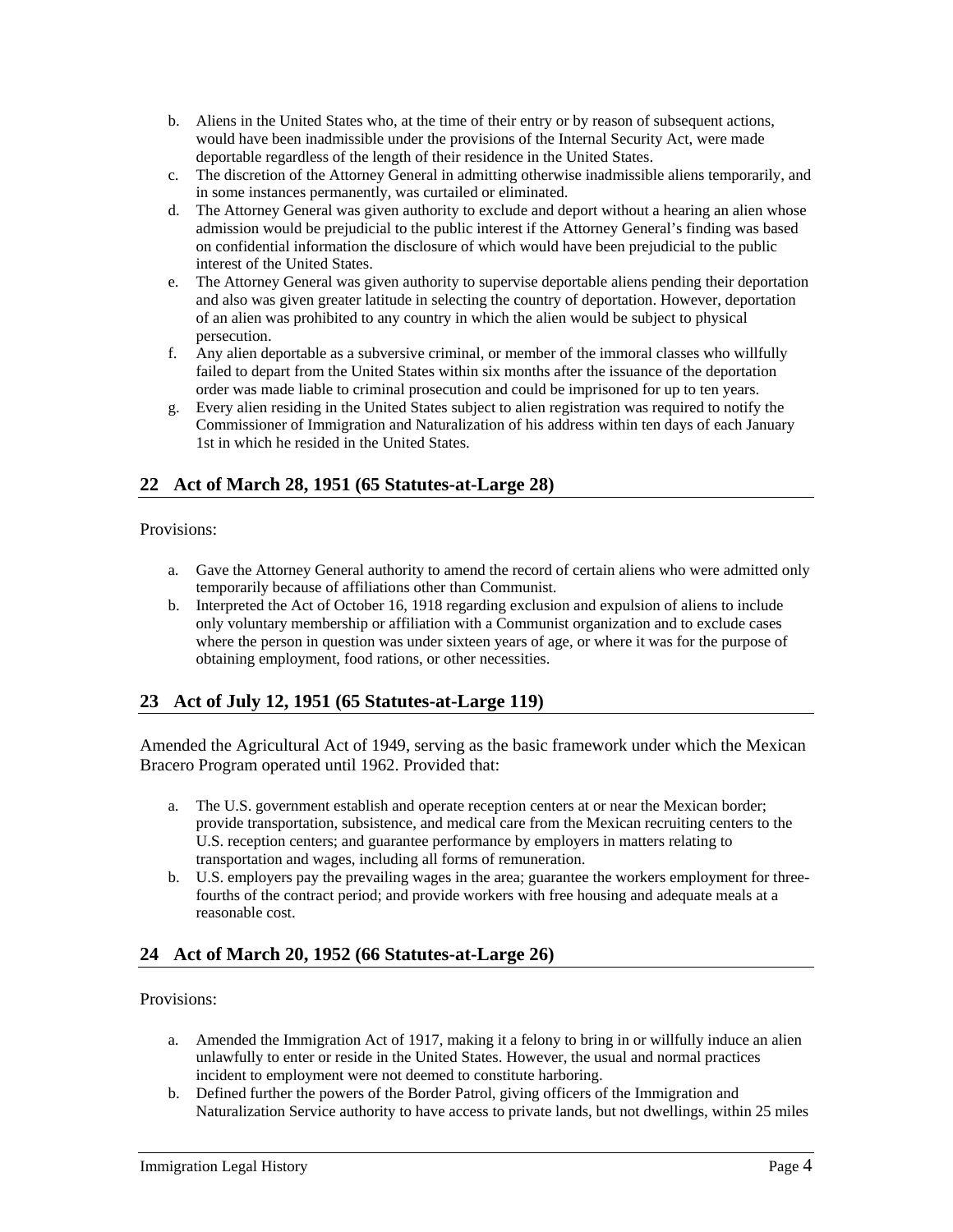b. Aliens in the United States who, at the time of their entry or by reason of subsequent actions, would have been inadmissible under the provisions of the Internal Security Act, were made deportable regardless of the length of their residence in the United States.
c. The discretion of the Attorney General in admitting otherwise inadmissible aliens temporarily, and in some instances permanently, was curtailed or eliminated.
d. The Attorney General was given authority to exclude and deport without a hearing an alien whose admission would be prejudicial to the public interest if the Attorney General's finding was based on confidential information the disclosure of which would have been prejudicial to the public interest of the United States.
e. The Attorney General was given authority to supervise deportable aliens pending their deportation and also was given greater latitude in selecting the country of deportation. However, deportation of an alien was prohibited to any country in which the alien would be subject to physical persecution.
f. Any alien deportable as a subversive criminal, or member of the immoral classes who willfully failed to depart from the United States within six months after the issuance of the deportation order was made liable to criminal prosecution and could be imprisoned for up to ten years.
g. Every alien residing in the United States subject to alien registration was required to notify the Commissioner of Immigration and Naturalization of his address within ten days of each January 1st in which he resided in the United States.

## 22 Act of March 28, 1951 (65 Statutes-at-Large 28)

Provisions:

a. Gave the Attorney General authority to amend the record of certain aliens who were admitted only temporarily because of affiliations other than Communist.
b. Interpreted the Act of October 16, 1918 regarding exclusion and expulsion of aliens to include only voluntary membership or affiliation with a Communist organization and to exclude cases where the person in question was under sixteen years of age, or where it was for the purpose of obtaining employment, food rations, or other necessities.

## 23 Act of July 12, 1951 (65 Statutes-at-Large 119)

Amended the Agricultural Act of 1949, serving as the basic framework under which the Mexican Bracero Program operated until 1962. Provided that:

a. The U.S. government establish and operate reception centers at or near the Mexican border; provide transportation, subsistence, and medical care from the Mexican recruiting centers to the U.S. reception centers; and guarantee performance by employers in matters relating to transportation and wages, including all forms of remuneration.
b. U.S. employers pay the prevailing wages in the area; guarantee the workers employment for three-fourths of the contract period; and provide workers with free housing and adequate meals at a reasonable cost.

## 24 Act of March 20, 1952 (66 Statutes-at-Large 26)

Provisions:

a. Amended the Immigration Act of 1917, making it a felony to bring in or willfully induce an alien unlawfully to enter or reside in the United States. However, the usual and normal practices incident to employment were not deemed to constitute harboring.
b. Defined further the powers of the Border Patrol, giving officers of the Immigration and Naturalization Service authority to have access to private lands, but not dwellings, within 25 miles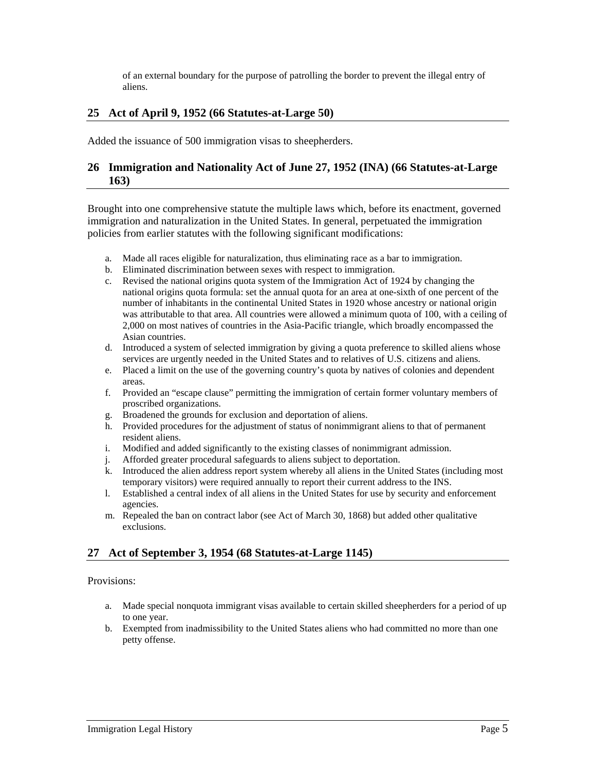of an external boundary for the purpose of patrolling the border to prevent the illegal entry of aliens.

## 25 Act of April 9, 1952 (66 Statutes-at-Large 50)

Added the issuance of 500 immigration visas to sheepherders.

## 26 Immigration and Nationality Act of June 27, 1952 (INA) (66 Statutes-at-Large 163)

Brought into one comprehensive statute the multiple laws which, before its enactment, governed immigration and naturalization in the United States. In general, perpetuated the immigration policies from earlier statutes with the following significant modifications:

a. Made all races eligible for naturalization, thus eliminating race as a bar to immigration.
b. Eliminated discrimination between sexes with respect to immigration.
c. Revised the national origins quota system of the Immigration Act of 1924 by changing the national origins quota formula: set the annual quota for an area at one-sixth of one percent of the number of inhabitants in the continental United States in 1920 whose ancestry or national origin was attributable to that area. All countries were allowed a minimum quota of 100, with a ceiling of 2,000 on most natives of countries in the Asia-Pacific triangle, which broadly encompassed the Asian countries.
d. Introduced a system of selected immigration by giving a quota preference to skilled aliens whose services are urgently needed in the United States and to relatives of U.S. citizens and aliens.
e. Placed a limit on the use of the governing country's quota by natives of colonies and dependent areas.
f. Provided an "escape clause" permitting the immigration of certain former voluntary members of proscribed organizations.
g. Broadened the grounds for exclusion and deportation of aliens.
h. Provided procedures for the adjustment of status of nonimmigrant aliens to that of permanent resident aliens.
i. Modified and added significantly to the existing classes of nonimmigrant admission.
j. Afforded greater procedural safeguards to aliens subject to deportation.
k. Introduced the alien address report system whereby all aliens in the United States (including most temporary visitors) were required annually to report their current address to the INS.
l. Established a central index of all aliens in the United States for use by security and enforcement agencies.
m. Repealed the ban on contract labor (see Act of March 30, 1868) but added other qualitative exclusions.

## 27 Act of September 3, 1954 (68 Statutes-at-Large 1145)

Provisions:

a. Made special nonquota immigrant visas available to certain skilled sheepherders for a period of up to one year.
b. Exempted from inadmissibility to the United States aliens who had committed no more than one petty offense.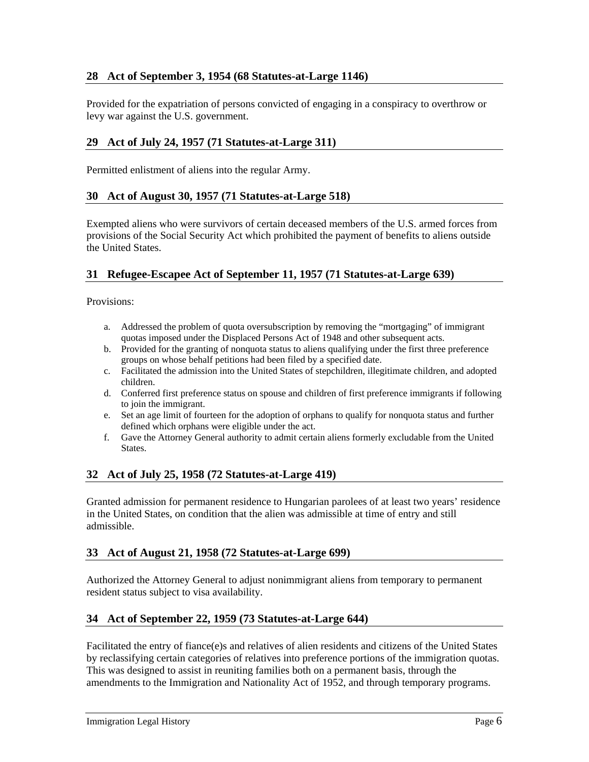## 28 Act of September 3, 1954 (68 Statutes-at-Large 1146)

Provided for the expatriation of persons convicted of engaging in a conspiracy to overthrow or levy war against the U.S. government.

## 29 Act of July 24, 1957 (71 Statutes-at-Large 311)

Permitted enlistment of aliens into the regular Army.

## 30 Act of August 30, 1957 (71 Statutes-at-Large 518)

Exempted aliens who were survivors of certain deceased members of the U.S. armed forces from provisions of the Social Security Act which prohibited the payment of benefits to aliens outside the United States.

## 31 Refugee-Escapee Act of September 11, 1957 (71 Statutes-at-Large 639)

Provisions:

a. Addressed the problem of quota oversubscription by removing the "mortgaging" of immigrant quotas imposed under the Displaced Persons Act of 1948 and other subsequent acts.
b. Provided for the granting of nonquota status to aliens qualifying under the first three preference groups on whose behalf petitions had been filed by a specified date.
c. Facilitated the admission into the United States of stepchildren, illegitimate children, and adopted children.
d. Conferred first preference status on spouse and children of first preference immigrants if following to join the immigrant.
e. Set an age limit of fourteen for the adoption of orphans to qualify for nonquota status and further defined which orphans were eligible under the act.
f. Gave the Attorney General authority to admit certain aliens formerly excludable from the United States.

## 32 Act of July 25, 1958 (72 Statutes-at-Large 419)

Granted admission for permanent residence to Hungarian parolees of at least two years' residence in the United States, on condition that the alien was admissible at time of entry and still admissible.

## 33 Act of August 21, 1958 (72 Statutes-at-Large 699)

Authorized the Attorney General to adjust nonimmigrant aliens from temporary to permanent resident status subject to visa availability.

## 34 Act of September 22, 1959 (73 Statutes-at-Large 644)

Facilitated the entry of fiance(e)s and relatives of alien residents and citizens of the United States by reclassifying certain categories of relatives into preference portions of the immigration quotas. This was designed to assist in reuniting families both on a permanent basis, through the amendments to the Immigration and Nationality Act of 1952, and through temporary programs.